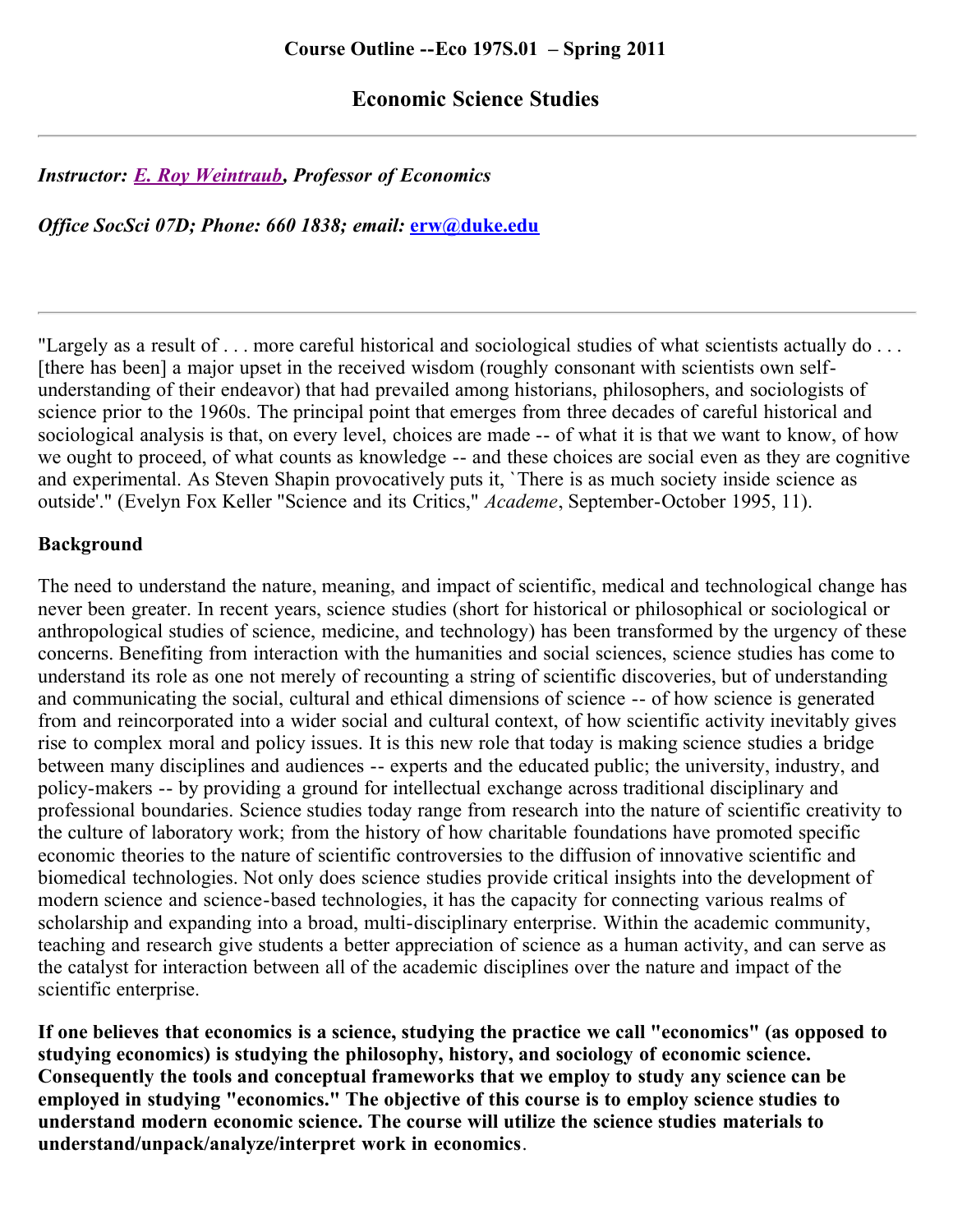**Course Outline --Eco 197S.01 – Spring 2011**

## Economic Science Studies

---

***Instructor: E. Roy Weintraub, Professor of Economics***

***Office SocSci 07D; Phone: 660 1838; email: erw@duke.edu***

---

"Largely as a result of . . . more careful historical and sociological studies of what scientists actually do . . . [there has been] a major upset in the received wisdom (roughly consonant with scientists own self-understanding of their endeavor) that had prevailed among historians, philosophers, and sociologists of science prior to the 1960s. The principal point that emerges from three decades of careful historical and sociological analysis is that, on every level, choices are made -- of what it is that we want to know, of how we ought to proceed, of what counts as knowledge -- and these choices are social even as they are cognitive and experimental. As Steven Shapin provocatively puts it, `There is as much society inside science as outside'." (Evelyn Fox Keller "Science and its Critics," *Academe*, September-October 1995, 11).

**Background**

The need to understand the nature, meaning, and impact of scientific, medical and technological change has never been greater. In recent years, science studies (short for historical or philosophical or sociological or anthropological studies of science, medicine, and technology) has been transformed by the urgency of these concerns. Benefiting from interaction with the humanities and social sciences, science studies has come to understand its role as one not merely of recounting a string of scientific discoveries, but of understanding and communicating the social, cultural and ethical dimensions of science -- of how science is generated from and reincorporated into a wider social and cultural context, of how scientific activity inevitably gives rise to complex moral and policy issues. It is this new role that today is making science studies a bridge between many disciplines and audiences -- experts and the educated public; the university, industry, and policy-makers -- by providing a ground for intellectual exchange across traditional disciplinary and professional boundaries. Science studies today range from research into the nature of scientific creativity to the culture of laboratory work; from the history of how charitable foundations have promoted specific economic theories to the nature of scientific controversies to the diffusion of innovative scientific and biomedical technologies. Not only does science studies provide critical insights into the development of modern science and science-based technologies, it has the capacity for connecting various realms of scholarship and expanding into a broad, multi-disciplinary enterprise. Within the academic community, teaching and research give students a better appreciation of science as a human activity, and can serve as the catalyst for interaction between all of the academic disciplines over the nature and impact of the scientific enterprise.

**If one believes that economics is a science, studying the practice we call "economics" (as opposed to studying economics) is studying the philosophy, history, and sociology of economic science. Consequently the tools and conceptual frameworks that we employ to study any science can be employed in studying "economics." The objective of this course is to employ science studies to understand modern economic science. The course will utilize the science studies materials to understand/unpack/analyze/interpret work in economics**.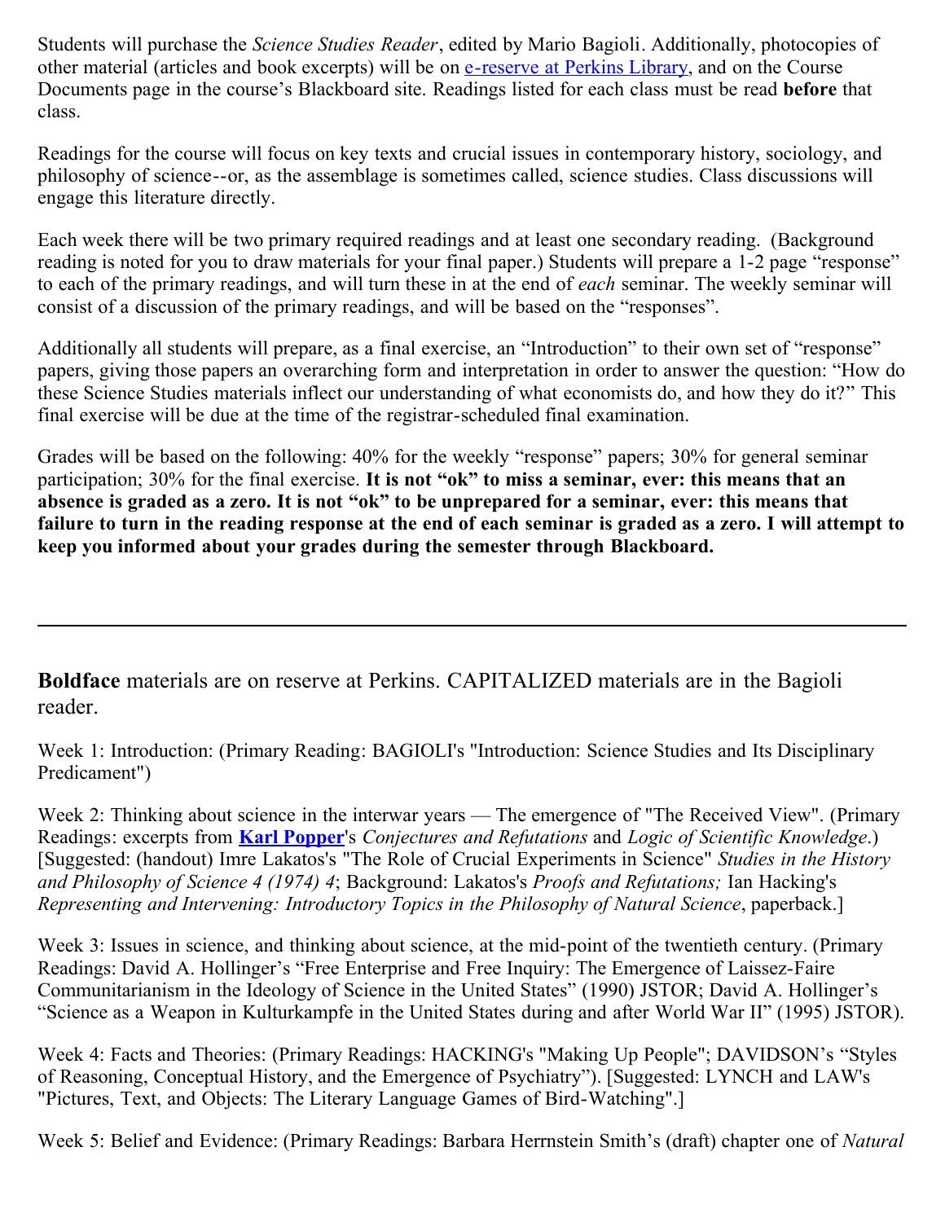Students will purchase the *Science Studies Reader*, edited by Mario Bagioli. Additionally, photocopies of other material (articles and book excerpts) will be on e-reserve at Perkins Library, and on the Course Documents page in the course's Blackboard site. Readings listed for each class must be read **before** that class.

Readings for the course will focus on key texts and crucial issues in contemporary history, sociology, and philosophy of science--or, as the assemblage is sometimes called, science studies. Class discussions will engage this literature directly.

Each week there will be two primary required readings and at least one secondary reading. (Background reading is noted for you to draw materials for your final paper.) Students will prepare a 1-2 page "response" to each of the primary readings, and will turn these in at the end of *each* seminar. The weekly seminar will consist of a discussion of the primary readings, and will be based on the "responses".

Additionally all students will prepare, as a final exercise, an "Introduction" to their own set of "response" papers, giving those papers an overarching form and interpretation in order to answer the question: "How do these Science Studies materials inflect our understanding of what economists do, and how they do it?" This final exercise will be due at the time of the registrar-scheduled final examination.

Grades will be based on the following: 40% for the weekly "response" papers; 30% for general seminar participation; 30% for the final exercise. **It is not "ok" to miss a seminar, ever: this means that an absence is graded as a zero. It is not "ok" to be unprepared for a seminar, ever: this means that failure to turn in the reading response at the end of each seminar is graded as a zero. I will attempt to keep you informed about your grades during the semester through Blackboard.**

---

**Boldface** materials are on reserve at Perkins. CAPITALIZED materials are in the Bagioli reader.

Week 1: Introduction: (Primary Reading: BAGIOLI's "Introduction: Science Studies and Its Disciplinary Predicament")

Week 2: Thinking about science in the interwar years — The emergence of "The Received View". (Primary Readings: excerpts from **Karl Popper**'s *Conjectures and Refutations* and *Logic of Scientific Knowledge*.) [Suggested: (handout) Imre Lakatos's "The Role of Crucial Experiments in Science" *Studies in the History and Philosophy of Science 4 (1974) 4*; Background: Lakatos's *Proofs and Refutations;* Ian Hacking's *Representing and Intervening: Introductory Topics in the Philosophy of Natural Science*, paperback.]

Week 3: Issues in science, and thinking about science, at the mid-point of the twentieth century. (Primary Readings: David A. Hollinger's "Free Enterprise and Free Inquiry: The Emergence of Laissez-Faire Communitarianism in the Ideology of Science in the United States" (1990) JSTOR; David A. Hollinger's "Science as a Weapon in Kulturkampfe in the United States during and after World War II" (1995) JSTOR).

Week 4: Facts and Theories: (Primary Readings: HACKING's "Making Up People"; DAVIDSON's "Styles of Reasoning, Conceptual History, and the Emergence of Psychiatry"). [Suggested: LYNCH and LAW's "Pictures, Text, and Objects: The Literary Language Games of Bird-Watching".]

Week 5: Belief and Evidence: (Primary Readings: Barbara Herrnstein Smith's (draft) chapter one of *Natural*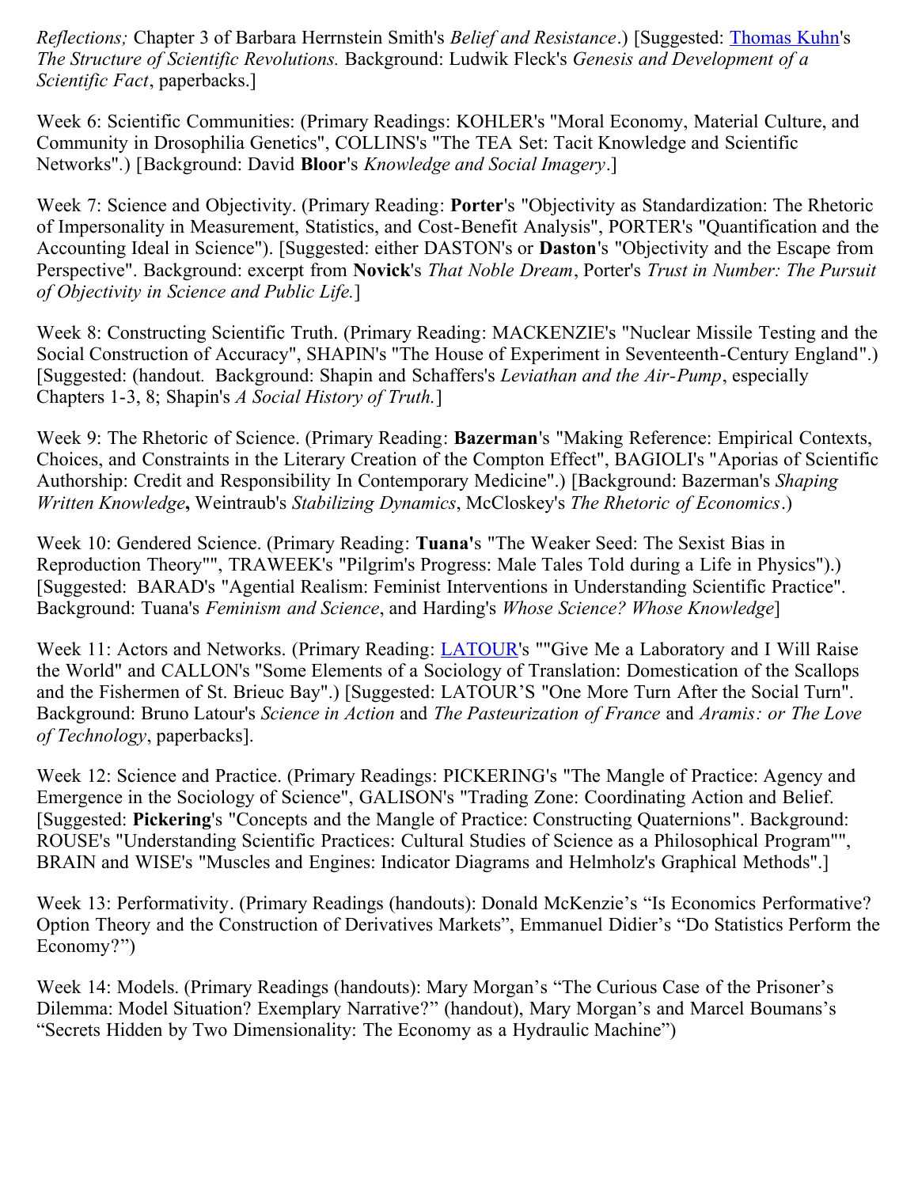*Reflections;* Chapter 3 of Barbara Herrnstein Smith's *Belief and Resistance*.) [Suggested: Thomas Kuhn's *The Structure of Scientific Revolutions.* Background: Ludwik Fleck's *Genesis and Development of a Scientific Fact*, paperbacks.]

Week 6: Scientific Communities: (Primary Readings: KOHLER's "Moral Economy, Material Culture, and Community in Drosophilia Genetics", COLLINS's "The TEA Set: Tacit Knowledge and Scientific Networks".) [Background: David **Bloor**'s *Knowledge and Social Imagery*.]

Week 7: Science and Objectivity. (Primary Reading: **Porter**'s "Objectivity as Standardization: The Rhetoric of Impersonality in Measurement, Statistics, and Cost-Benefit Analysis", PORTER's "Quantification and the Accounting Ideal in Science"). [Suggested: either DASTON's or **Daston**'s "Objectivity and the Escape from Perspective". Background: excerpt from **Novick**'s *That Noble Dream*, Porter's *Trust in Number: The Pursuit of Objectivity in Science and Public Life.*]

Week 8: Constructing Scientific Truth. (Primary Reading: MACKENZIE's "Nuclear Missile Testing and the Social Construction of Accuracy", SHAPIN's "The House of Experiment in Seventeenth-Century England".) [Suggested: (handout. Background: Shapin and Schaffers's *Leviathan and the Air-Pump*, especially Chapters 1-3, 8; Shapin's *A Social History of Truth.*]

Week 9: The Rhetoric of Science. (Primary Reading: **Bazerman**'s "Making Reference: Empirical Contexts, Choices, and Constraints in the Literary Creation of the Compton Effect", BAGIOLI's "Aporias of Scientific Authorship: Credit and Responsibility In Contemporary Medicine".) [Background: Bazerman's *Shaping Written Knowledge***,** Weintraub's *Stabilizing Dynamics*, McCloskey's *The Rhetoric of Economics*.)

Week 10: Gendered Science. (Primary Reading: **Tuana'**s "The Weaker Seed: The Sexist Bias in Reproduction Theory"", TRAWEEK's "Pilgrim's Progress: Male Tales Told during a Life in Physics").) [Suggested: BARAD's "Agential Realism: Feminist Interventions in Understanding Scientific Practice". Background: Tuana's *Feminism and Science*, and Harding's *Whose Science? Whose Knowledge*]

Week 11: Actors and Networks. (Primary Reading: LATOUR's ""Give Me a Laboratory and I Will Raise the World" and CALLON's "Some Elements of a Sociology of Translation: Domestication of the Scallops and the Fishermen of St. Brieuc Bay".) [Suggested: LATOUR'S "One More Turn After the Social Turn". Background: Bruno Latour's *Science in Action* and *The Pasteurization of France* and *Aramis: or The Love of Technology*, paperbacks].

Week 12: Science and Practice. (Primary Readings: PICKERING's "The Mangle of Practice: Agency and Emergence in the Sociology of Science", GALISON's "Trading Zone: Coordinating Action and Belief. [Suggested: **Pickering**'s "Concepts and the Mangle of Practice: Constructing Quaternions". Background: ROUSE's "Understanding Scientific Practices: Cultural Studies of Science as a Philosophical Program"", BRAIN and WISE's "Muscles and Engines: Indicator Diagrams and Helmholz's Graphical Methods".]

Week 13: Performativity. (Primary Readings (handouts): Donald McKenzie's "Is Economics Performative? Option Theory and the Construction of Derivatives Markets", Emmanuel Didier's "Do Statistics Perform the Economy?")

Week 14: Models. (Primary Readings (handouts): Mary Morgan's "The Curious Case of the Prisoner's Dilemma: Model Situation? Exemplary Narrative?" (handout), Mary Morgan's and Marcel Boumans's "Secrets Hidden by Two Dimensionality: The Economy as a Hydraulic Machine")